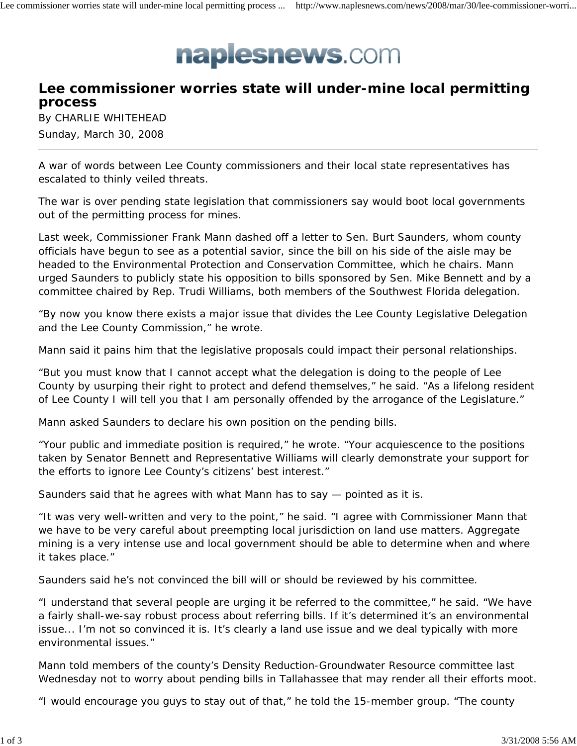naplesnews.com

# Lee commissioner worries state will under-mine local permitting process

By CHARLIE WHITEHEAD

Sunday, March 30, 2008

A war of words between Lee County commissioners and their local state representatives has escalated to thinly veiled threats.

The war is over pending state legislation that commissioners say would boot local governments out of the permitting process for mines.

Last week, Commissioner Frank Mann dashed off a letter to Sen. Burt Saunders, whom county officials have begun to see as a potential savior, since the bill on his side of the aisle may be headed to the Environmental Protection and Conservation Committee, which he chairs. Mann urged Saunders to publicly state his opposition to bills sponsored by Sen. Mike Bennett and by a committee chaired by Rep. Trudi Williams, both members of the Southwest Florida delegation.

“By now you know there exists a major issue that divides the Lee County Legislative Delegation and the Lee County Commission,” he wrote.

Mann said it pains him that the legislative proposals could impact their personal relationships.

“But you must know that I cannot accept what the delegation is doing to the people of Lee County by usurping their right to protect and defend themselves,” he said. “As a lifelong resident of Lee County I will tell you that I am personally offended by the arrogance of the Legislature.”

Mann asked Saunders to declare his own position on the pending bills.

“Your public and immediate position is required,” he wrote. “Your acquiescence to the positions taken by Senator Bennett and Representative Williams will clearly demonstrate your support for the efforts to ignore Lee County’s citizens’ best interest.”

Saunders said that he agrees with what Mann has to say — pointed as it is.

“It was very well-written and very to the point,” he said. “I agree with Commissioner Mann that we have to be very careful about preempting local jurisdiction on land use matters. Aggregate mining is a very intense use and local government should be able to determine when and where it takes place.”

Saunders said he’s not convinced the bill will or should be reviewed by his committee.

“I understand that several people are urging it be referred to the committee,” he said. “We have a fairly shall-we-say robust process about referring bills. If it’s determined it’s an environmental issue... I’m not so convinced it is. It’s clearly a land use issue and we deal typically with more environmental issues.”

Mann told members of the county’s Density Reduction-Groundwater Resource committee last Wednesday not to worry about pending bills in Tallahassee that may render all their efforts moot.

“I would encourage you guys to stay out of that,” he told the 15-member group. “The county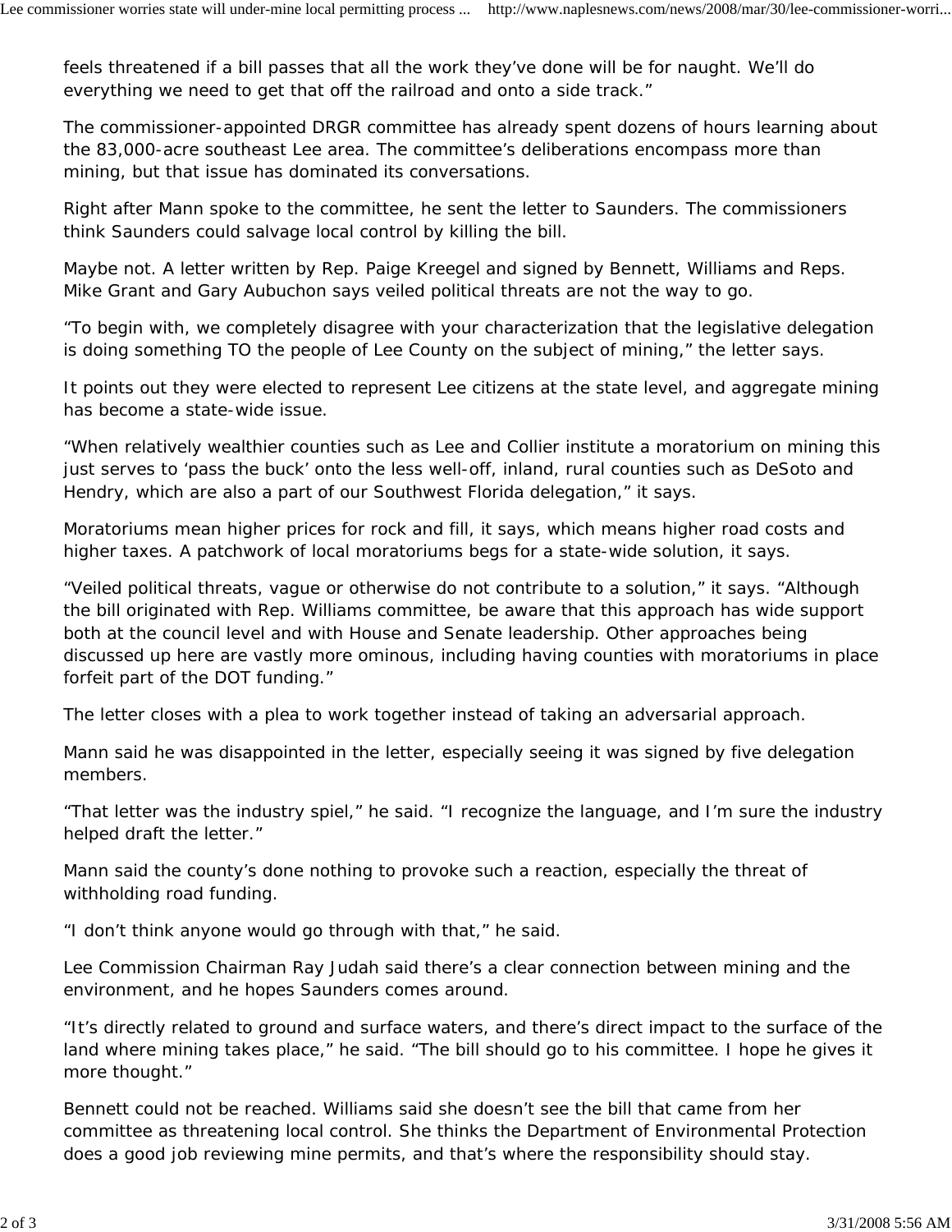feels threatened if a bill passes that all the work they've done will be for naught. We'll do everything we need to get that off the railroad and onto a side track."

The commissioner-appointed DRGR committee has already spent dozens of hours learning about the 83,000-acre southeast Lee area. The committee's deliberations encompass more than mining, but that issue has dominated its conversations.

Right after Mann spoke to the committee, he sent the letter to Saunders. The commissioners think Saunders could salvage local control by killing the bill.

Maybe not. A letter written by Rep. Paige Kreegel and signed by Bennett, Williams and Reps. Mike Grant and Gary Aubuchon says veiled political threats are not the way to go.

"To begin with, we completely disagree with your characterization that the legislative delegation is doing something TO the people of Lee County on the subject of mining," the letter says.

It points out they were elected to represent Lee citizens at the state level, and aggregate mining has become a state-wide issue.

"When relatively wealthier counties such as Lee and Collier institute a moratorium on mining this just serves to 'pass the buck' onto the less well-off, inland, rural counties such as DeSoto and Hendry, which are also a part of our Southwest Florida delegation," it says.

Moratoriums mean higher prices for rock and fill, it says, which means higher road costs and higher taxes. A patchwork of local moratoriums begs for a state-wide solution, it says.

"Veiled political threats, vague or otherwise do not contribute to a solution," it says. "Although the bill originated with Rep. Williams committee, be aware that this approach has wide support both at the council level and with House and Senate leadership. Other approaches being discussed up here are vastly more ominous, including having counties with moratoriums in place forfeit part of the DOT funding."

The letter closes with a plea to work together instead of taking an adversarial approach.

Mann said he was disappointed in the letter, especially seeing it was signed by five delegation members.

"That letter was the industry spiel," he said. "I recognize the language, and I'm sure the industry helped draft the letter."

Mann said the county's done nothing to provoke such a reaction, especially the threat of withholding road funding.

"I don't think anyone would go through with that," he said.

Lee Commission Chairman Ray Judah said there's a clear connection between mining and the environment, and he hopes Saunders comes around.

"It's directly related to ground and surface waters, and there's direct impact to the surface of the land where mining takes place," he said. "The bill should go to his committee. I hope he gives it more thought."

Bennett could not be reached. Williams said she doesn't see the bill that came from her committee as threatening local control. She thinks the Department of Environmental Protection does a good job reviewing mine permits, and that's where the responsibility should stay.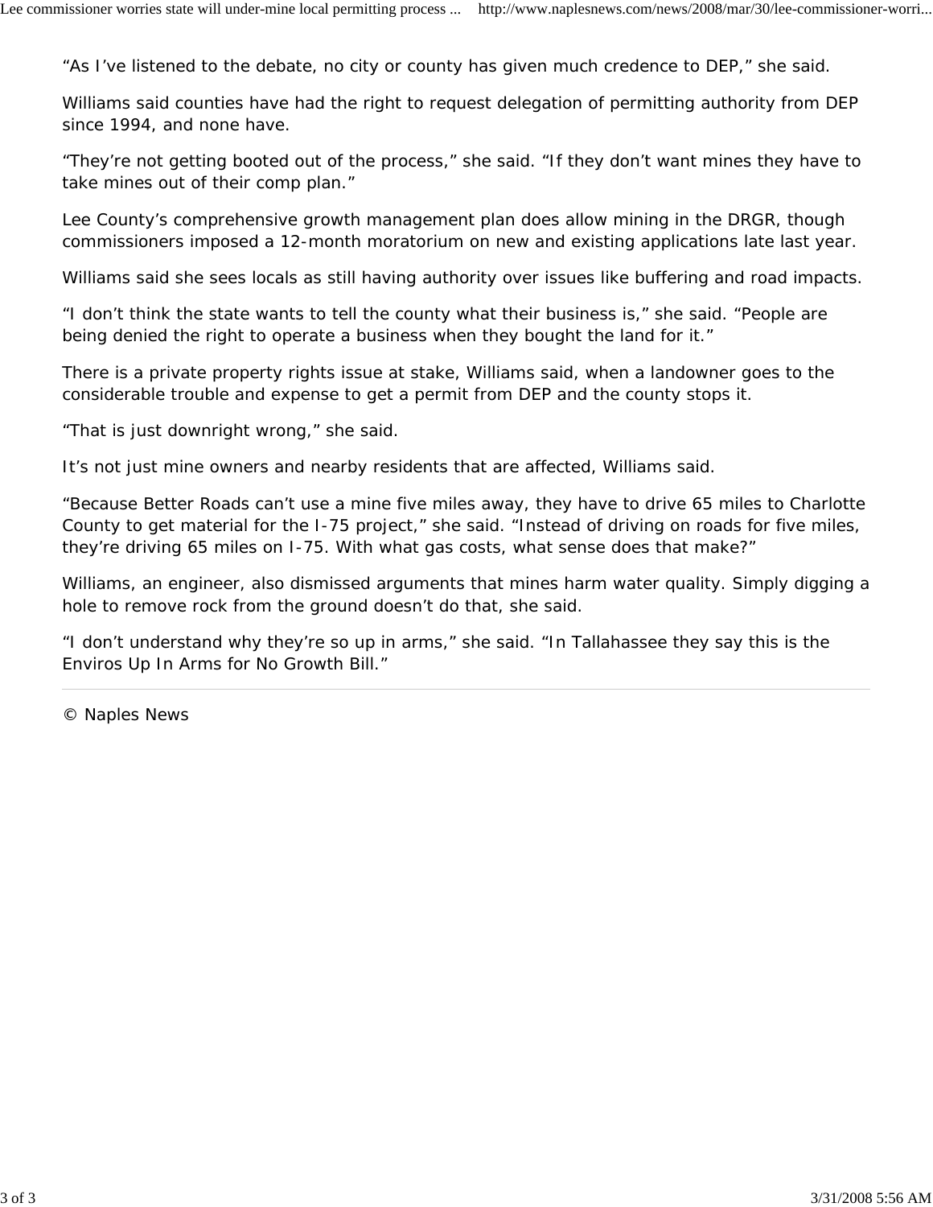"As I've listened to the debate, no city or county has given much credence to DEP," she said.

Williams said counties have had the right to request delegation of permitting authority from DEP since 1994, and none have.

"They're not getting booted out of the process," she said. "If they don't want mines they have to take mines out of their comp plan."

Lee County's comprehensive growth management plan does allow mining in the DRGR, though commissioners imposed a 12-month moratorium on new and existing applications late last year.

Williams said she sees locals as still having authority over issues like buffering and road impacts.

"I don't think the state wants to tell the county what their business is," she said. "People are being denied the right to operate a business when they bought the land for it."

There is a private property rights issue at stake, Williams said, when a landowner goes to the considerable trouble and expense to get a permit from DEP and the county stops it.

"That is just downright wrong," she said.

It's not just mine owners and nearby residents that are affected, Williams said.

"Because Better Roads can't use a mine five miles away, they have to drive 65 miles to Charlotte County to get material for the I-75 project," she said. "Instead of driving on roads for five miles, they're driving 65 miles on I-75. With what gas costs, what sense does that make?"

Williams, an engineer, also dismissed arguments that mines harm water quality. Simply digging a hole to remove rock from the ground doesn't do that, she said.

"I don't understand why they're so up in arms," she said. "In Tallahassee they say this is the Enviros Up In Arms for No Growth Bill."

---

© Naples News